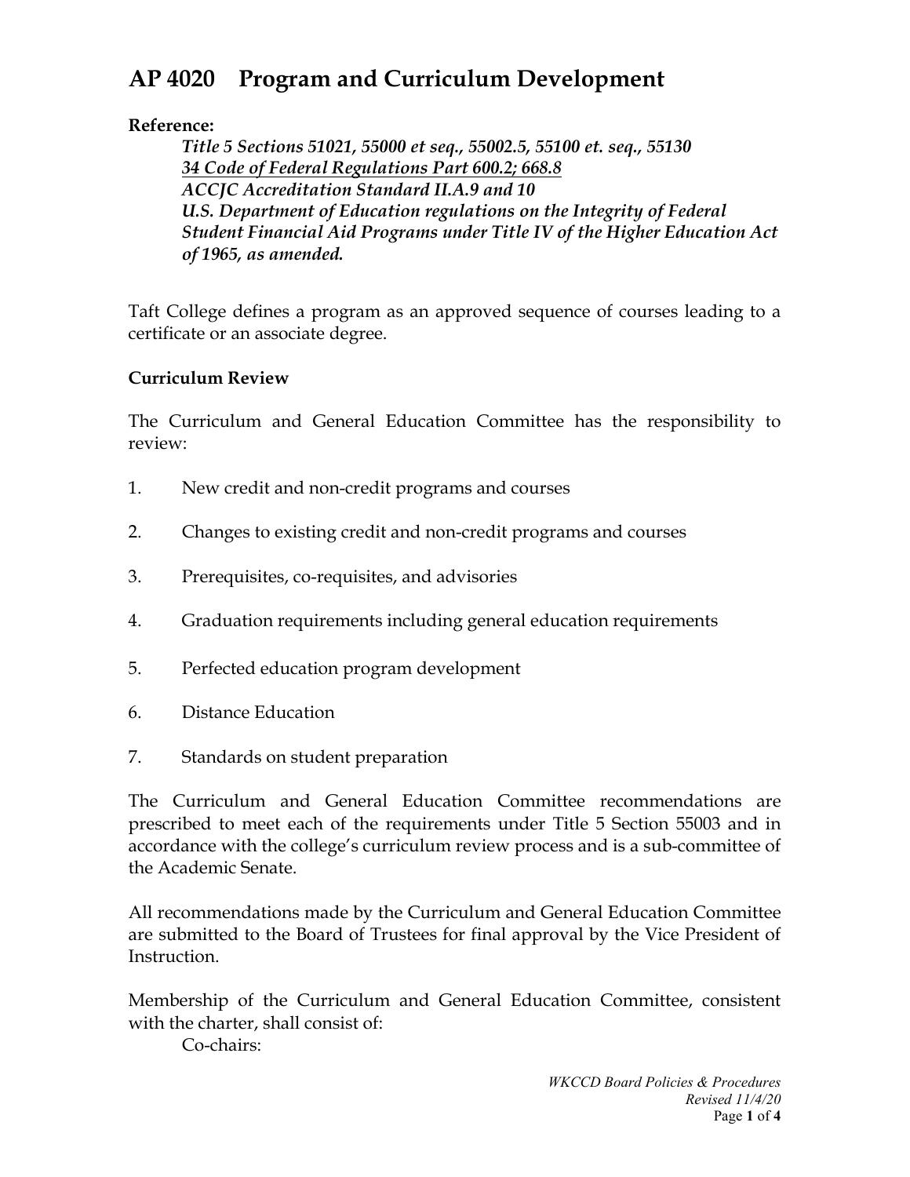# AP 4020 Program and Curriculum Development

**Reference:**

> ***Title 5 Sections 51021, 55000 et seq., 55002.5, 55100 et. seq., 55130***
> ***34 Code of Federal Regulations Part 600.2; 668.8***
> ***ACCJC Accreditation Standard II.A.9 and 10***
> ***U.S. Department of Education regulations on the Integrity of Federal Student Financial Aid Programs under Title IV of the Higher Education Act of 1965, as amended.***

Taft College defines a program as an approved sequence of courses leading to a certificate or an associate degree.

**Curriculum Review**

The Curriculum and General Education Committee has the responsibility to review:

1. New credit and non-credit programs and courses
2. Changes to existing credit and non-credit programs and courses
3. Prerequisites, co-requisites, and advisories
4. Graduation requirements including general education requirements
5. Perfected education program development
6. Distance Education
7. Standards on student preparation

The Curriculum and General Education Committee recommendations are prescribed to meet each of the requirements under Title 5 Section 55003 and in accordance with the college's curriculum review process and is a sub-committee of the Academic Senate.

All recommendations made by the Curriculum and General Education Committee are submitted to the Board of Trustees for final approval by the Vice President of Instruction.

Membership of the Curriculum and General Education Committee, consistent with the charter, shall consist of:

Co-chairs: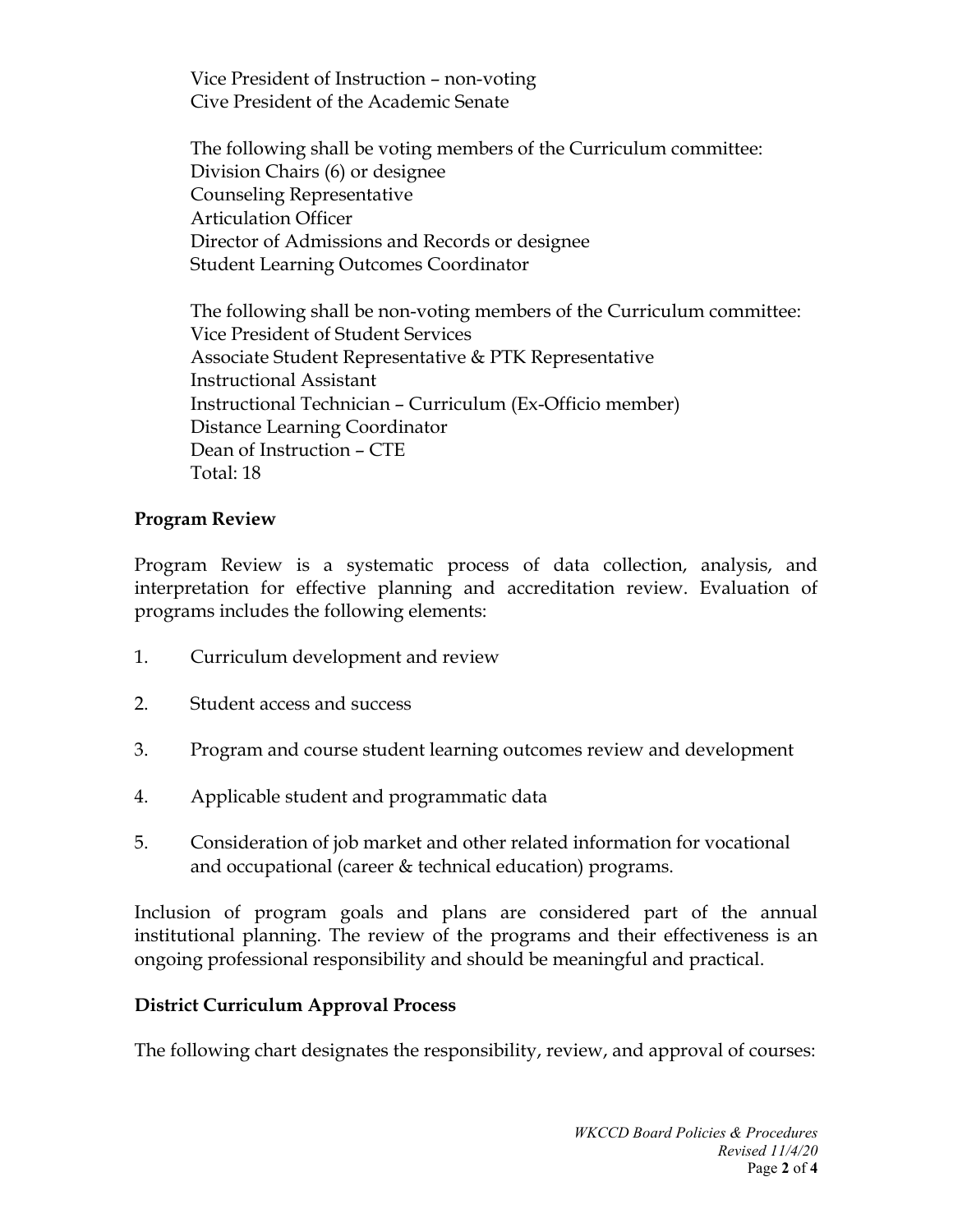Vice President of Instruction – non-voting
Cive President of the Academic Senate

The following shall be voting members of the Curriculum committee:
Division Chairs (6) or designee
Counseling Representative
Articulation Officer
Director of Admissions and Records or designee
Student Learning Outcomes Coordinator

The following shall be non-voting members of the Curriculum committee:
Vice President of Student Services
Associate Student Representative & PTK Representative
Instructional Assistant
Instructional Technician – Curriculum (Ex-Officio member)
Distance Learning Coordinator
Dean of Instruction – CTE
Total: 18

**Program Review**

Program Review is a systematic process of data collection, analysis, and interpretation for effective planning and accreditation review. Evaluation of programs includes the following elements:

1. Curriculum development and review
2. Student access and success
3. Program and course student learning outcomes review and development
4. Applicable student and programmatic data
5. Consideration of job market and other related information for vocational and occupational (career & technical education) programs.

Inclusion of program goals and plans are considered part of the annual institutional planning. The review of the programs and their effectiveness is an ongoing professional responsibility and should be meaningful and practical.

**District Curriculum Approval Process**

The following chart designates the responsibility, review, and approval of courses: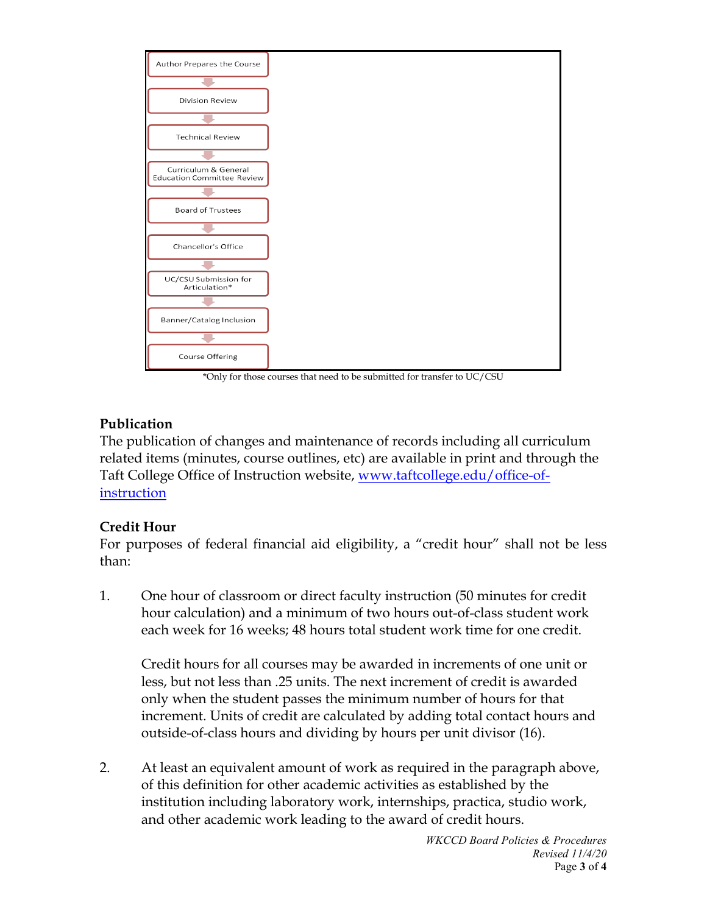Author Prepares the Course

↓

Division Review

↓

Technical Review

↓

Curriculum & General Education Committee Review

↓

Board of Trustees

↓

Chancellor's Office

↓

UC/CSU Submission for Articulation*

↓

Banner/Catalog Inclusion

↓

Course Offering

*Only for those courses that need to be submitted for transfer to UC/CSU

**Publication**

The publication of changes and maintenance of records including all curriculum related items (minutes, course outlines, etc) are available in print and through the Taft College Office of Instruction website, [www.taftcollege.edu/office-of-instruction](http://www.taftcollege.edu/office-of-instruction)

**Credit Hour**

For purposes of federal financial aid eligibility, a "credit hour" shall not be less than:

1. One hour of classroom or direct faculty instruction (50 minutes for credit hour calculation) and a minimum of two hours out-of-class student work each week for 16 weeks; 48 hours total student work time for one credit.

   Credit hours for all courses may be awarded in increments of one unit or less, but not less than .25 units. The next increment of credit is awarded only when the student passes the minimum number of hours for that increment. Units of credit are calculated by adding total contact hours and outside-of-class hours and dividing by hours per unit divisor (16).

2. At least an equivalent amount of work as required in the paragraph above, of this definition for other academic activities as established by the institution including laboratory work, internships, practica, studio work, and other academic work leading to the award of credit hours.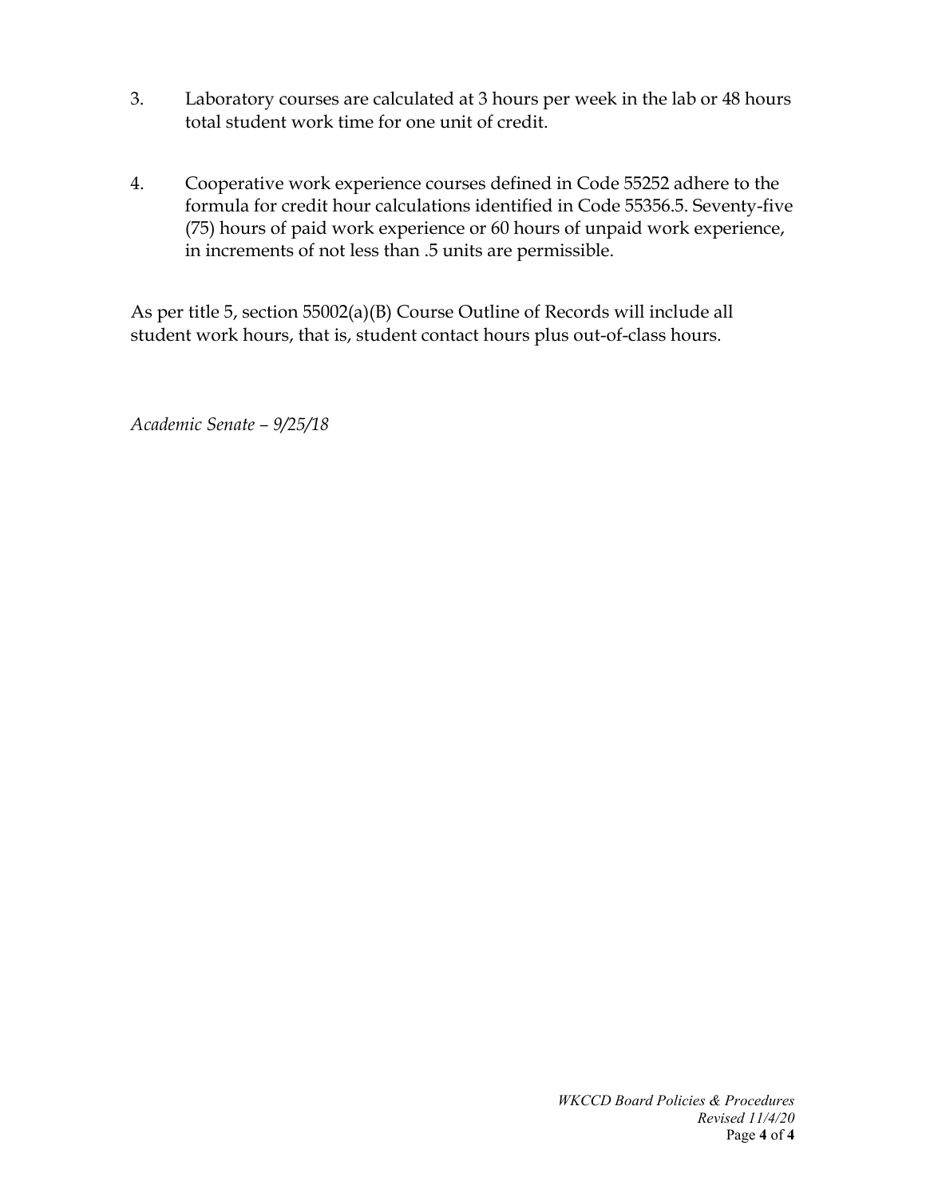3. Laboratory courses are calculated at 3 hours per week in the lab or 48 hours total student work time for one unit of credit.

4. Cooperative work experience courses defined in Code 55252 adhere to the formula for credit hour calculations identified in Code 55356.5. Seventy-five (75) hours of paid work experience or 60 hours of unpaid work experience, in increments of not less than .5 units are permissible.

As per title 5, section 55002(a)(B) Course Outline of Records will include all student work hours, that is, student contact hours plus out-of-class hours.

*Academic Senate – 9/25/18*